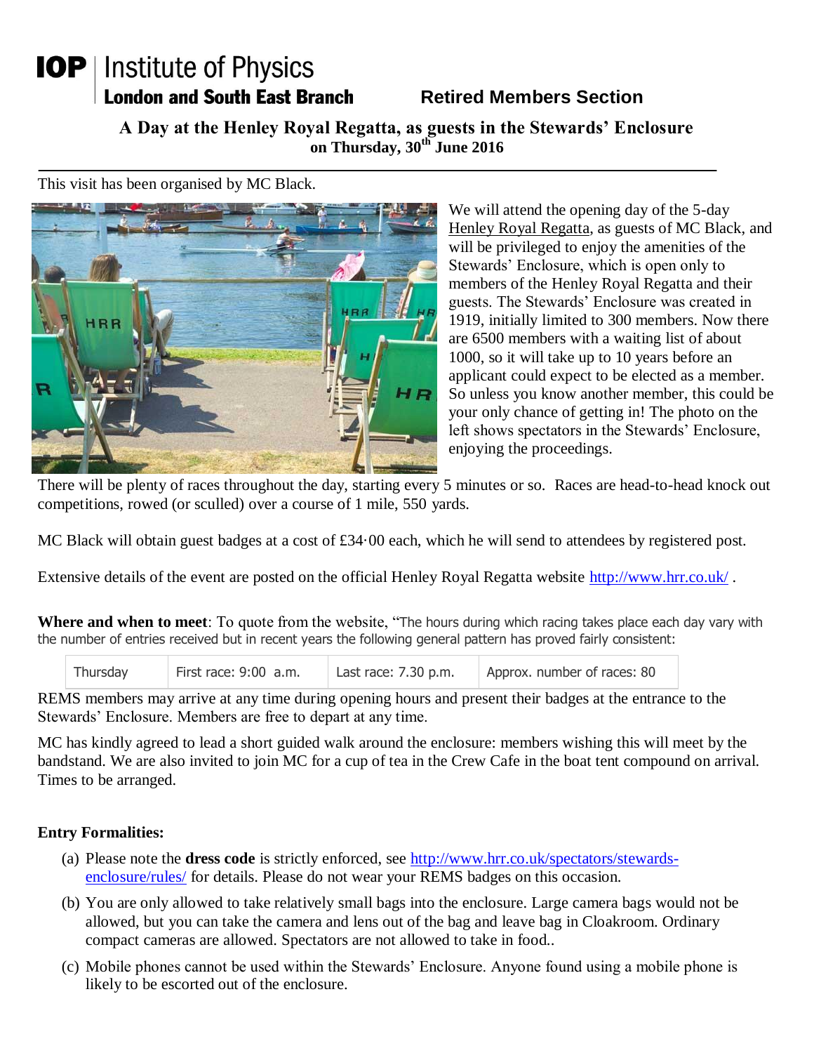# IOP | Institute of Physics
## London and South East Branch — Retired Members Section

## A Day at the Henley Royal Regatta, as guests in the Stewards' Enclosure
### on Thursday, 30th June 2016

This visit has been organised by MC Black.

We will attend the opening day of the 5-day Henley Royal Regatta, as guests of MC Black, and will be privileged to enjoy the amenities of the Stewards' Enclosure, which is open only to members of the Henley Royal Regatta and their guests. The Stewards' Enclosure was created in 1919, initially limited to 300 members. Now there are 6500 members with a waiting list of about 1000, so it will take up to 10 years before an applicant could expect to be elected as a member. So unless you know another member, this could be your only chance of getting in! The photo on the left shows spectators in the Stewards' Enclosure, enjoying the proceedings.

There will be plenty of races throughout the day, starting every 5 minutes or so. Races are head-to-head knock out competitions, rowed (or sculled) over a course of 1 mile, 550 yards.

MC Black will obtain guest badges at a cost of £34·00 each, which he will send to attendees by registered post.

Extensive details of the event are posted on the official Henley Royal Regatta website http://www.hrr.co.uk/ .

**Where and when to meet**: To quote from the website, "The hours during which racing takes place each day vary with the number of entries received but in recent years the following general pattern has proved fairly consistent:

| Thursday | First race: 9:00 a.m. | Last race: 7.30 p.m. | Approx. number of races: 80 |
|---|---|---|---|

REMS members may arrive at any time during opening hours and present their badges at the entrance to the Stewards' Enclosure. Members are free to depart at any time.

MC has kindly agreed to lead a short guided walk around the enclosure: members wishing this will meet by the bandstand. We are also invited to join MC for a cup of tea in the Crew Cafe in the boat tent compound on arrival. Times to be arranged.

**Entry Formalities:**

(a) Please note the **dress code** is strictly enforced, see http://www.hrr.co.uk/spectators/stewards-enclosure/rules/ for details. Please do not wear your REMS badges on this occasion.

(b) You are only allowed to take relatively small bags into the enclosure. Large camera bags would not be allowed, but you can take the camera and lens out of the bag and leave bag in Cloakroom. Ordinary compact cameras are allowed. Spectators are not allowed to take in food..

(c) Mobile phones cannot be used within the Stewards' Enclosure. Anyone found using a mobile phone is likely to be escorted out of the enclosure.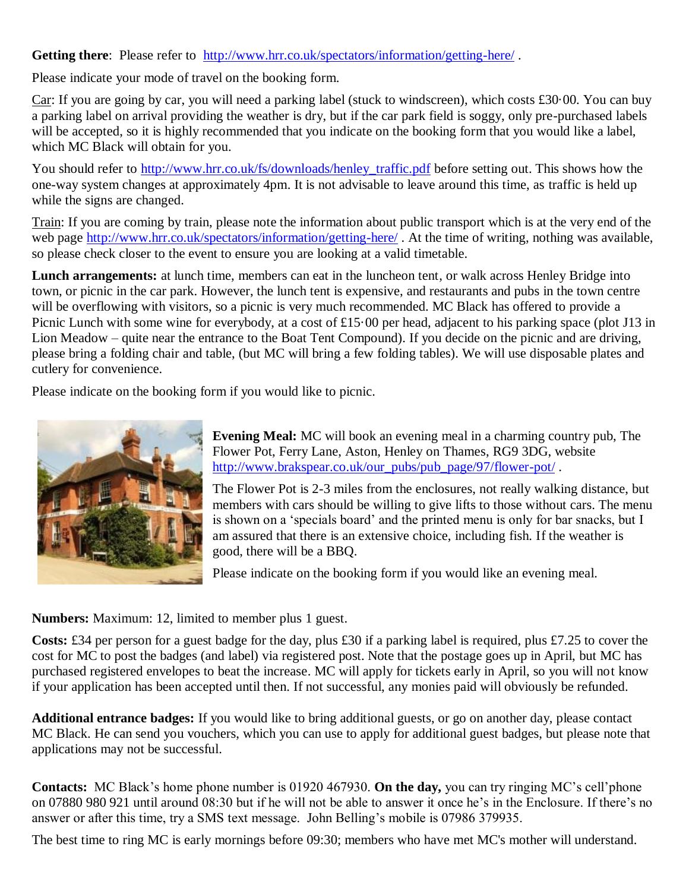**Getting there**: Please refer to http://www.hrr.co.uk/spectators/information/getting-here/ .

Please indicate your mode of travel on the booking form.

Car: If you are going by car, you will need a parking label (stuck to windscreen), which costs £30·00. You can buy a parking label on arrival providing the weather is dry, but if the car park field is soggy, only pre-purchased labels will be accepted, so it is highly recommended that you indicate on the booking form that you would like a label, which MC Black will obtain for you.

You should refer to http://www.hrr.co.uk/fs/downloads/henley_traffic.pdf before setting out. This shows how the one-way system changes at approximately 4pm. It is not advisable to leave around this time, as traffic is held up while the signs are changed.

Train: If you are coming by train, please note the information about public transport which is at the very end of the web page http://www.hrr.co.uk/spectators/information/getting-here/ . At the time of writing, nothing was available, so please check closer to the event to ensure you are looking at a valid timetable.

**Lunch arrangements:** at lunch time, members can eat in the luncheon tent, or walk across Henley Bridge into town, or picnic in the car park. However, the lunch tent is expensive, and restaurants and pubs in the town centre will be overflowing with visitors, so a picnic is very much recommended. MC Black has offered to provide a Picnic Lunch with some wine for everybody, at a cost of £15·00 per head, adjacent to his parking space (plot J13 in Lion Meadow – quite near the entrance to the Boat Tent Compound). If you decide on the picnic and are driving, please bring a folding chair and table, (but MC will bring a few folding tables). We will use disposable plates and cutlery for convenience.

Please indicate on the booking form if you would like to picnic.

**Evening Meal:** MC will book an evening meal in a charming country pub, The Flower Pot, Ferry Lane, Aston, Henley on Thames, RG9 3DG, website http://www.brakspear.co.uk/our_pubs/pub_page/97/flower-pot/ .

The Flower Pot is 2-3 miles from the enclosures, not really walking distance, but members with cars should be willing to give lifts to those without cars. The menu is shown on a 'specials board' and the printed menu is only for bar snacks, but I am assured that there is an extensive choice, including fish. If the weather is good, there will be a BBQ.

Please indicate on the booking form if you would like an evening meal.

**Numbers:** Maximum: 12, limited to member plus 1 guest.

**Costs:** £34 per person for a guest badge for the day, plus £30 if a parking label is required, plus £7.25 to cover the cost for MC to post the badges (and label) via registered post. Note that the postage goes up in April, but MC has purchased registered envelopes to beat the increase. MC will apply for tickets early in April, so you will not know if your application has been accepted until then. If not successful, any monies paid will obviously be refunded.

**Additional entrance badges:** If you would like to bring additional guests, or go on another day, please contact MC Black. He can send you vouchers, which you can use to apply for additional guest badges, but please note that applications may not be successful.

**Contacts:** MC Black's home phone number is 01920 467930. **On the day,** you can try ringing MC's cell'phone on 07880 980 921 until around 08:30 but if he will not be able to answer it once he's in the Enclosure. If there's no answer or after this time, try a SMS text message. John Belling's mobile is 07986 379935.

The best time to ring MC is early mornings before 09:30; members who have met MC's mother will understand.